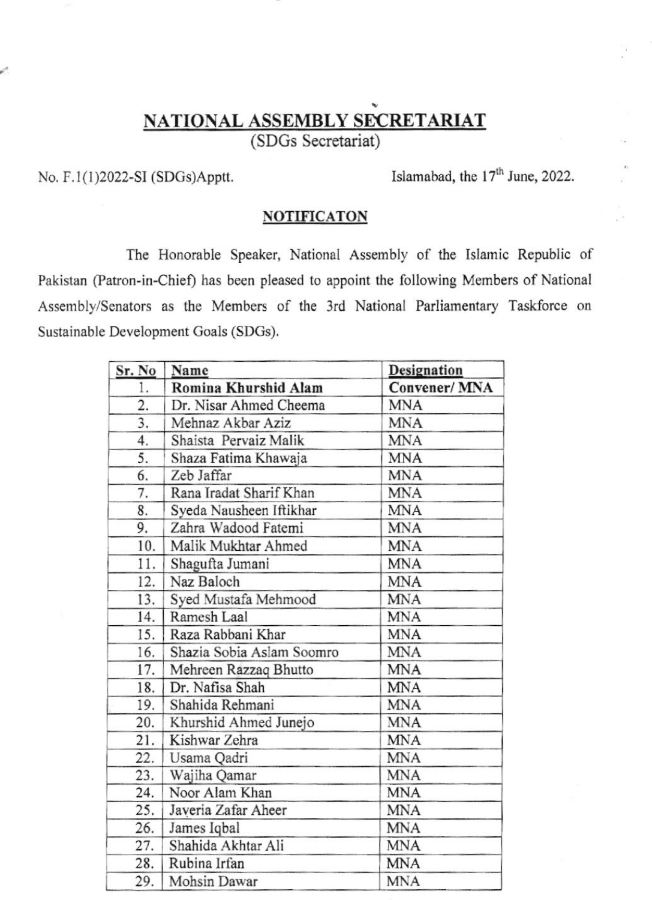# NATIONAL ASSEMBLY SECRETARIAT

(SDGs Secretariat)

No. F.1(1)2022-SI (SDGs)Apptt. Islamabad, the 17th June, 2022.

## NOTIFICATON

The Honorable Speaker, National Assembly of the Islamic Republic of Pakistan (Patron-in-Chief) has been pleased to appoint the following Members of National Assembly/Senators as the Members of the 3rd National Parliamentary Taskforce on Sustainable Development Goals (SDGs).

| Sr. No | Name | Designation |
|---|---|---|
| 1. | **Romina Khurshid Alam** | **Convener/ MNA** |
| 2. | Dr. Nisar Ahmed Cheema | MNA |
| 3. | Mehnaz Akbar Aziz | MNA |
| 4. | Shaista Pervaiz Malik | MNA |
| 5. | Shaza Fatima Khawaja | MNA |
| 6. | Zeb Jaffar | MNA |
| 7. | Rana Iradat Sharif Khan | MNA |
| 8. | Syeda Nausheen Iftikhar | MNA |
| 9. | Zahra Wadood Fatemi | MNA |
| 10. | Malik Mukhtar Ahmed | MNA |
| 11. | Shagufta Jumani | MNA |
| 12. | Naz Baloch | MNA |
| 13. | Syed Mustafa Mehmood | MNA |
| 14. | Ramesh Laal | MNA |
| 15. | Raza Rabbani Khar | MNA |
| 16. | Shazia Sobia Aslam Soomro | MNA |
| 17. | Mehreen Razzaq Bhutto | MNA |
| 18. | Dr. Nafisa Shah | MNA |
| 19. | Shahida Rehmani | MNA |
| 20. | Khurshid Ahmed Junejo | MNA |
| 21. | Kishwar Zehra | MNA |
| 22. | Usama Qadri | MNA |
| 23. | Wajiha Qamar | MNA |
| 24. | Noor Alam Khan | MNA |
| 25. | Javeria Zafar Aheer | MNA |
| 26. | James Iqbal | MNA |
| 27. | Shahida Akhtar Ali | MNA |
| 28. | Rubina Irfan | MNA |
| 29. | Mohsin Dawar | MNA |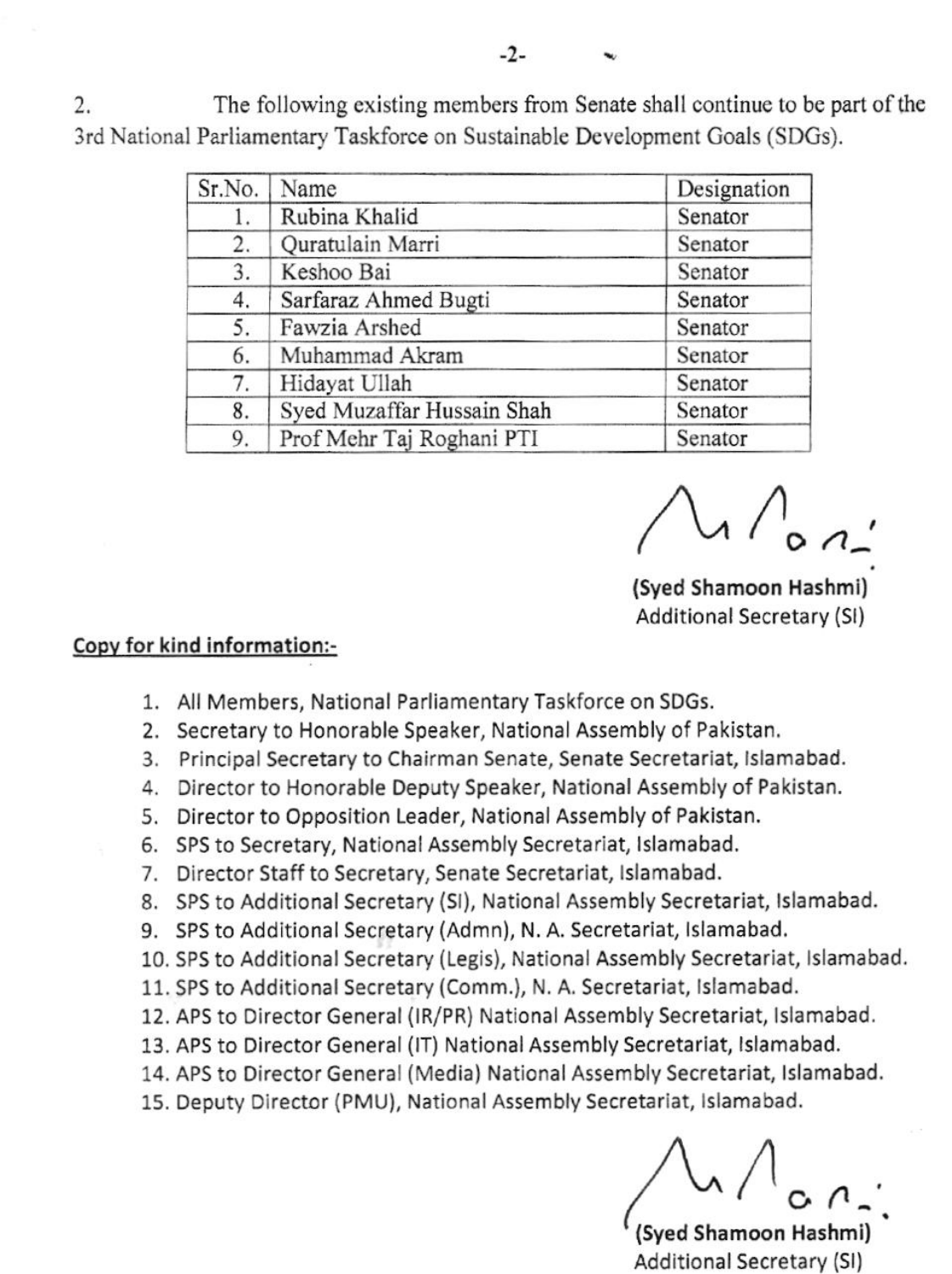2. The following existing members from Senate shall continue to be part of the 3rd National Parliamentary Taskforce on Sustainable Development Goals (SDGs).

| Sr.No. | Name | Designation |
|---|---|---|
| 1. | Rubina Khalid | Senator |
| 2. | Quratulain Marri | Senator |
| 3. | Keshoo Bai | Senator |
| 4. | Sarfaraz Ahmed Bugti | Senator |
| 5. | Fawzia Arshed | Senator |
| 6. | Muhammad Akram | Senator |
| 7. | Hidayat Ullah | Senator |
| 8. | Syed Muzaffar Hussain Shah | Senator |
| 9. | Prof Mehr Taj Roghani PTI | Senator |

**(Syed Shamoon Hashmi)**
Additional Secretary (SI)

**Copy for kind information:-**

1. All Members, National Parliamentary Taskforce on SDGs.
2. Secretary to Honorable Speaker, National Assembly of Pakistan.
3. Principal Secretary to Chairman Senate, Senate Secretariat, Islamabad.
4. Director to Honorable Deputy Speaker, National Assembly of Pakistan.
5. Director to Opposition Leader, National Assembly of Pakistan.
6. SPS to Secretary, National Assembly Secretariat, Islamabad.
7. Director Staff to Secretary, Senate Secretariat, Islamabad.
8. SPS to Additional Secretary (SI), National Assembly Secretariat, Islamabad.
9. SPS to Additional Secretary (Admn), N. A. Secretariat, Islamabad.
10. SPS to Additional Secretary (Legis), National Assembly Secretariat, Islamabad.
11. SPS to Additional Secretary (Comm.), N. A. Secretariat, Islamabad.
12. APS to Director General (IR/PR) National Assembly Secretariat, Islamabad.
13. APS to Director General (IT) National Assembly Secretariat, Islamabad.
14. APS to Director General (Media) National Assembly Secretariat, Islamabad.
15. Deputy Director (PMU), National Assembly Secretariat, Islamabad.

**(Syed Shamoon Hashmi)**
Additional Secretary (SI)